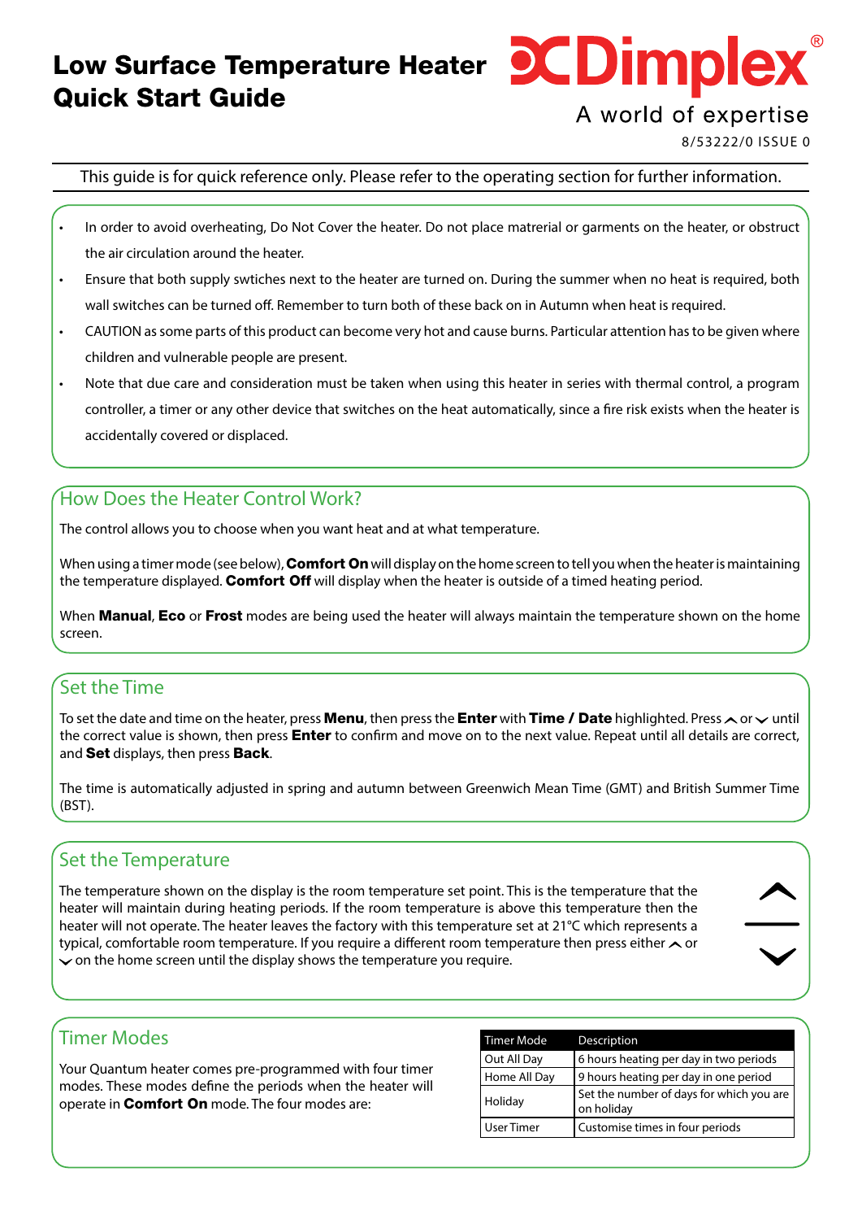# Low Surface Temperature Heater Quick Start Guide

**Dimplex**
A world of expertise

8/53222/0 ISSUE 0

This guide is for quick reference only. Please refer to the operating section for further information.

- In order to avoid overheating, Do Not Cover the heater. Do not place matrerial or garments on the heater, or obstruct the air circulation around the heater.
- Ensure that both supply swtiches next to the heater are turned on. During the summer when no heat is required, both wall switches can be turned off. Remember to turn both of these back on in Autumn when heat is required.
- CAUTION as some parts of this product can become very hot and cause burns. Particular attention has to be given where children and vulnerable people are present.
- Note that due care and consideration must be taken when using this heater in series with thermal control, a program controller, a timer or any other device that switches on the heat automatically, since a fire risk exists when the heater is accidentally covered or displaced.

## How Does the Heater Control Work?

The control allows you to choose when you want heat and at what temperature.

When using a timer mode (see below), **Comfort On** will display on the home screen to tell you when the heater is maintaining the temperature displayed. **Comfort Off** will display when the heater is outside of a timed heating period.

When **Manual**, **Eco** or **Frost** modes are being used the heater will always maintain the temperature shown on the home screen.

## Set the Time

To set the date and time on the heater, press **Menu**, then press the **Enter** with **Time / Date** highlighted. Press ︿ or ﹀ until the correct value is shown, then press **Enter** to confirm and move on to the next value. Repeat until all details are correct, and **Set** displays, then press **Back**.

The time is automatically adjusted in spring and autumn between Greenwich Mean Time (GMT) and British Summer Time (BST).

## Set the Temperature

The temperature shown on the display is the room temperature set point. This is the temperature that the heater will maintain during heating periods. If the room temperature is above this temperature then the heater will not operate. The heater leaves the factory with this temperature set at 21°C which represents a typical, comfortable room temperature. If you require a different room temperature then press either ︿ or ﹀ on the home screen until the display shows the temperature you require.

## Timer Modes

Your Quantum heater comes pre-programmed with four timer modes. These modes define the periods when the heater will operate in **Comfort On** mode. The four modes are:

| Timer Mode | Description |
|---|---|
| Out All Day | 6 hours heating per day in two periods |
| Home All Day | 9 hours heating per day in one period |
| Holiday | Set the number of days for which you are on holiday |
| User Timer | Customise times in four periods |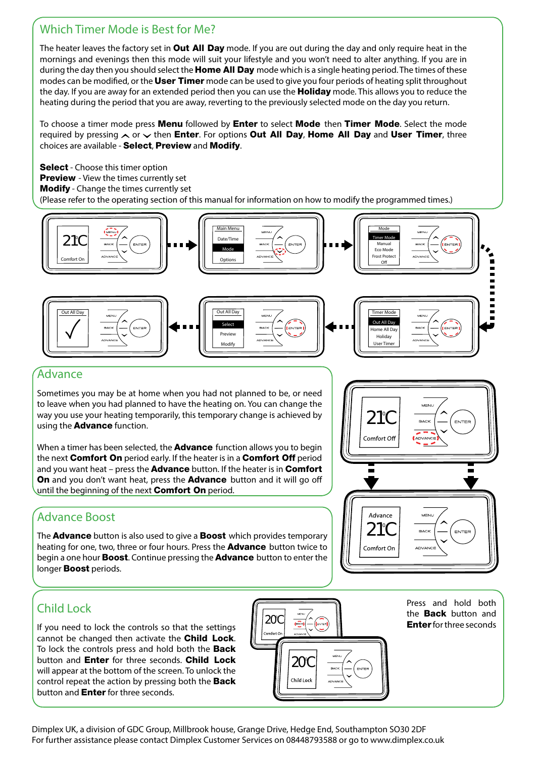## Which Timer Mode is Best for Me?

The heater leaves the factory set in **Out All Day** mode. If you are out during the day and only require heat in the mornings and evenings then this mode will suit your lifestyle and you won't need to alter anything. If you are in during the day then you should select the **Home All Day** mode which is a single heating period. The times of these modes can be modified, or the **User Timer** mode can be used to give you four periods of heating split throughout the day. If you are away for an extended period then you can use the **Holiday** mode. This allows you to reduce the heating during the period that you are away, reverting to the previously selected mode on the day you return.

To choose a timer mode press **Menu** followed by **Enter** to select **Mode** then **Timer Mode**. Select the mode required by pressing ⌃ or ⌄ then **Enter**. For options **Out All Day**, **Home All Day** and **User Timer**, three choices are available - **Select**, **Preview** and **Modify**.

**Select** - Choose this timer option
**Preview** - View the times currently set
**Modify** - Change the times currently set
(Please refer to the operating section of this manual for information on how to modify the programmed times.)

21°C
Comfort On
MENU
BACK
ENTER
ADVANCE

Main Menu
Date/Time
Mode
Options

Mode
Timer Mode
Manual
Eco Mode
Frost Protect
Off

Timer Mode
Out All Day
Home All Day
Holiday
User Timer

Out All Day
Select
Preview
Modify

Out All Day
✓

## Advance

Sometimes you may be at home when you had not planned to be, or need to leave when you had planned to have the heating on. You can change the way you use your heating temporarily, this temporary change is achieved by using the **Advance** function.

When a timer has been selected, the **Advance** function allows you to begin the next **Comfort On** period early. If the heater is in a **Comfort Off** period and you want heat – press the **Advance** button. If the heater is in **Comfort On** and you don't want heat, press the **Advance** button and it will go off until the beginning of the next **Comfort On** period.

21°C
Comfort Off

Advance
21°C
Comfort On

## Advance Boost

The **Advance** button is also used to give a **Boost** which provides temporary heating for one, two, three or four hours. Press the **Advance** button twice to begin a one hour **Boost**. Continue pressing the **Advance** button to enter the longer **Boost** periods.

## Child Lock

If you need to lock the controls so that the settings cannot be changed then activate the **Child Lock**. To lock the controls press and hold both the **Back** button and **Enter** for three seconds. **Child Lock** will appear at the bottom of the screen. To unlock the control repeat the action by pressing both the **Back** button and **Enter** for three seconds.

20°C
Comfort On

20°C
Child Lock

Press and hold both the **Back** button and **Enter** for three seconds

Dimplex UK, a division of GDC Group, Millbrook house, Grange Drive, Hedge End, Southampton SO30 2DF
For further assistance please contact Dimplex Customer Services on 08448793588 or go to www.dimplex.co.uk